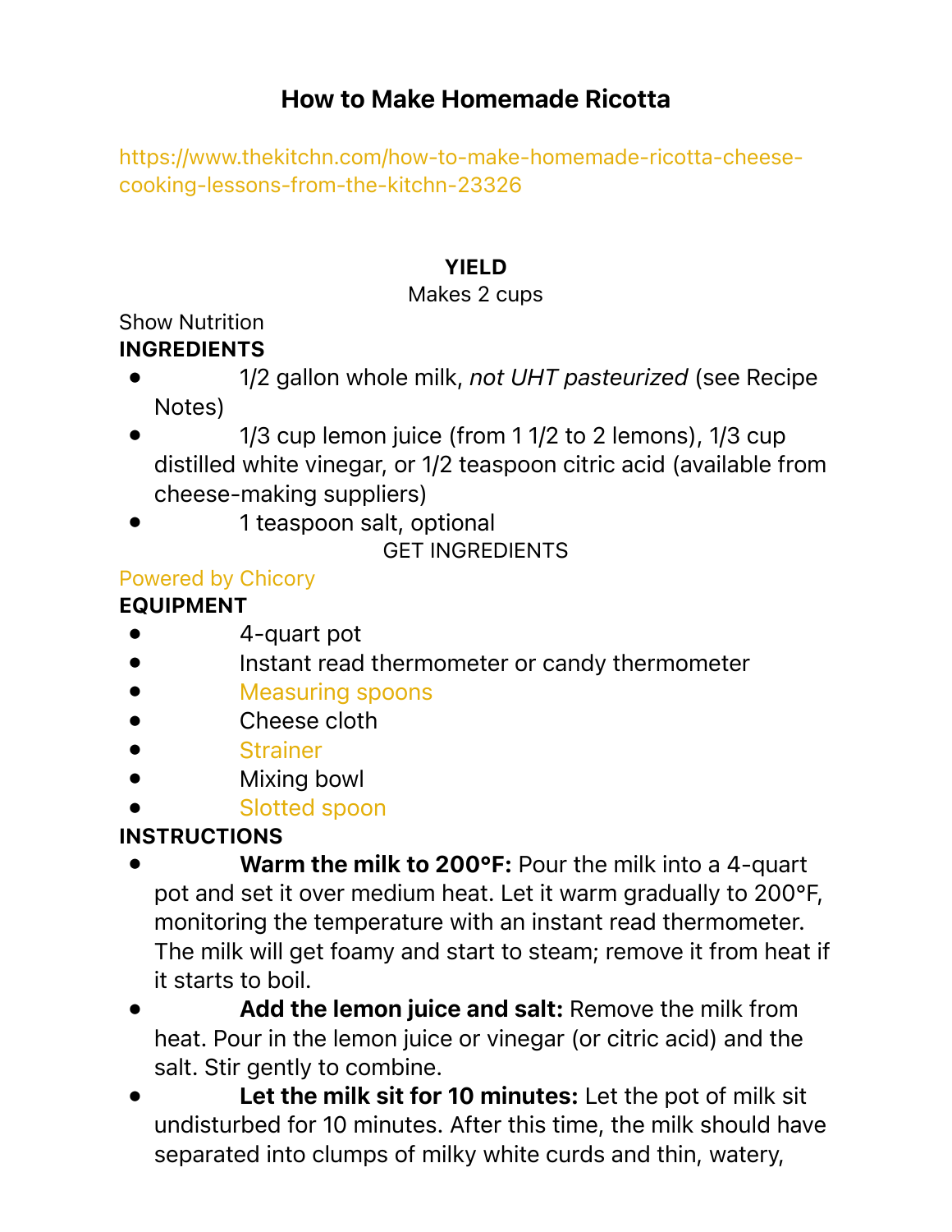# How to Make Homemade Ricotta

https://www.thekitchn.com/how-to-make-homemade-ricotta-cheese-cooking-lessons-from-the-kitchn-23326

**YIELD**

Makes 2 cups

Show Nutrition

**INGREDIENTS**

- 1/2 gallon whole milk, *not UHT pasteurized* (see Recipe Notes)
- 1/3 cup lemon juice (from 1 1/2 to 2 lemons), 1/3 cup distilled white vinegar, or 1/2 teaspoon citric acid (available from cheese-making suppliers)
- 1 teaspoon salt, optional

GET INGREDIENTS

Powered by Chicory

**EQUIPMENT**

- 4-quart pot
- Instant read thermometer or candy thermometer
- Measuring spoons
- Cheese cloth
- Strainer
- Mixing bowl
- Slotted spoon

**INSTRUCTIONS**

- **Warm the milk to 200°F:** Pour the milk into a 4-quart pot and set it over medium heat. Let it warm gradually to 200°F, monitoring the temperature with an instant read thermometer. The milk will get foamy and start to steam; remove it from heat if it starts to boil.
- **Add the lemon juice and salt:** Remove the milk from heat. Pour in the lemon juice or vinegar (or citric acid) and the salt. Stir gently to combine.
- **Let the milk sit for 10 minutes:** Let the pot of milk sit undisturbed for 10 minutes. After this time, the milk should have separated into clumps of milky white curds and thin, watery,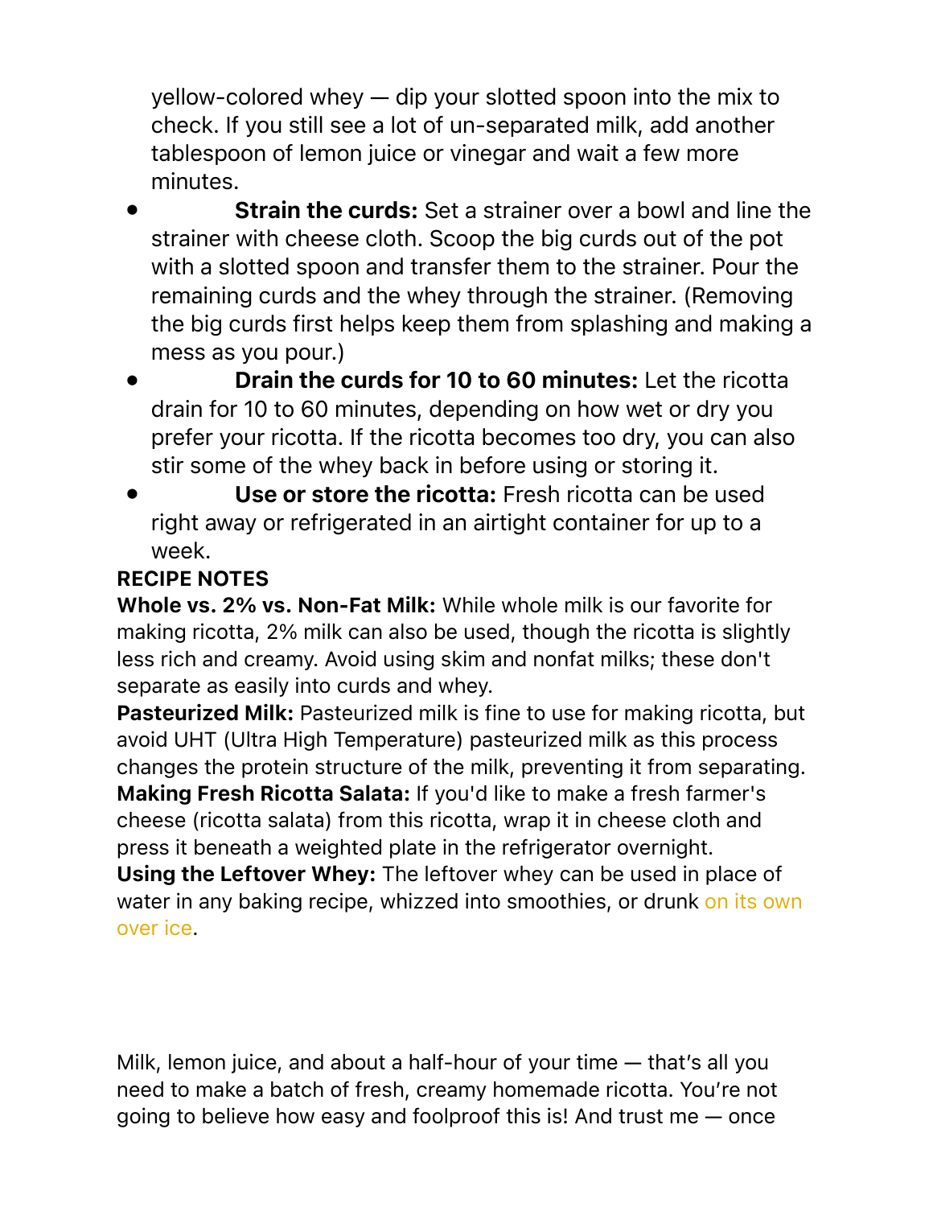yellow-colored whey — dip your slotted spoon into the mix to check. If you still see a lot of un-separated milk, add another tablespoon of lemon juice or vinegar and wait a few more minutes.

- **Strain the curds:** Set a strainer over a bowl and line the strainer with cheese cloth. Scoop the big curds out of the pot with a slotted spoon and transfer them to the strainer. Pour the remaining curds and the whey through the strainer. (Removing the big curds first helps keep them from splashing and making a mess as you pour.)
- **Drain the curds for 10 to 60 minutes:** Let the ricotta drain for 10 to 60 minutes, depending on how wet or dry you prefer your ricotta. If the ricotta becomes too dry, you can also stir some of the whey back in before using or storing it.
- **Use or store the ricotta:** Fresh ricotta can be used right away or refrigerated in an airtight container for up to a week.

**RECIPE NOTES**

**Whole vs. 2% vs. Non-Fat Milk:** While whole milk is our favorite for making ricotta, 2% milk can also be used, though the ricotta is slightly less rich and creamy. Avoid using skim and nonfat milks; these don't separate as easily into curds and whey.

**Pasteurized Milk:** Pasteurized milk is fine to use for making ricotta, but avoid UHT (Ultra High Temperature) pasteurized milk as this process changes the protein structure of the milk, preventing it from separating.

**Making Fresh Ricotta Salata:** If you'd like to make a fresh farmer's cheese (ricotta salata) from this ricotta, wrap it in cheese cloth and press it beneath a weighted plate in the refrigerator overnight.

**Using the Leftover Whey:** The leftover whey can be used in place of water in any baking recipe, whizzed into smoothies, or drunk on its own over ice.

Milk, lemon juice, and about a half-hour of your time — that's all you need to make a batch of fresh, creamy homemade ricotta. You're not going to believe how easy and foolproof this is! And trust me — once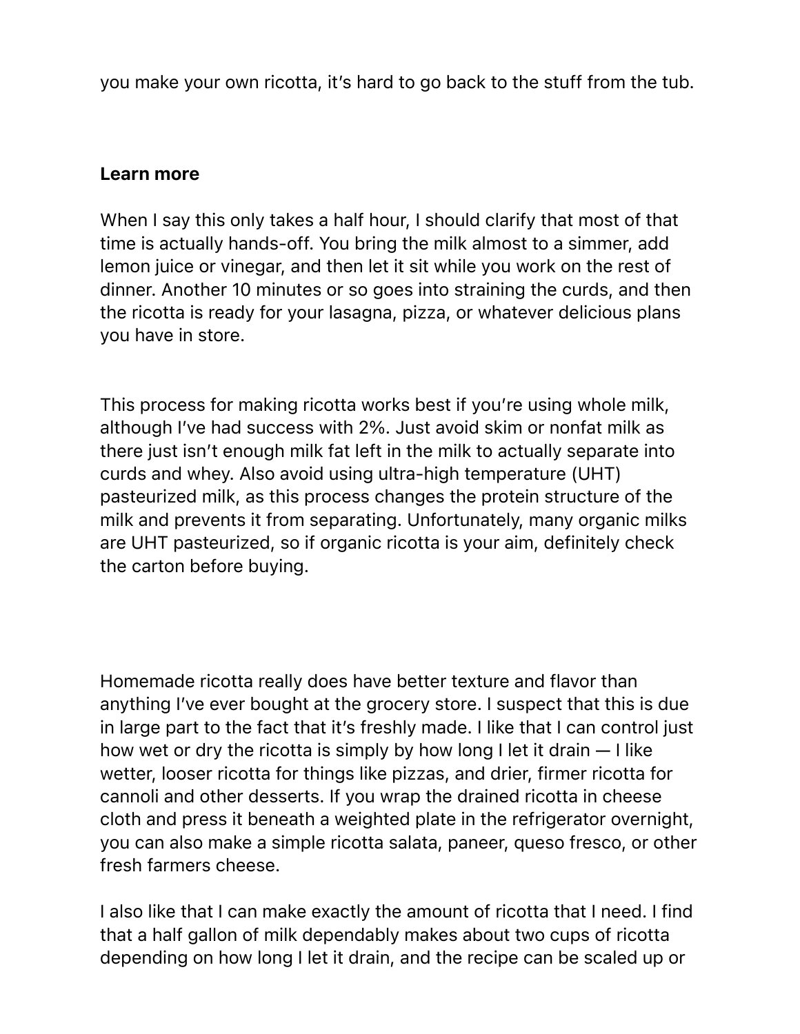you make your own ricotta, it's hard to go back to the stuff from the tub.

**Learn more**

When I say this only takes a half hour, I should clarify that most of that time is actually hands-off. You bring the milk almost to a simmer, add lemon juice or vinegar, and then let it sit while you work on the rest of dinner. Another 10 minutes or so goes into straining the curds, and then the ricotta is ready for your lasagna, pizza, or whatever delicious plans you have in store.

This process for making ricotta works best if you're using whole milk, although I've had success with 2%. Just avoid skim or nonfat milk as there just isn't enough milk fat left in the milk to actually separate into curds and whey. Also avoid using ultra-high temperature (UHT) pasteurized milk, as this process changes the protein structure of the milk and prevents it from separating. Unfortunately, many organic milks are UHT pasteurized, so if organic ricotta is your aim, definitely check the carton before buying.

Homemade ricotta really does have better texture and flavor than anything I've ever bought at the grocery store. I suspect that this is due in large part to the fact that it's freshly made. I like that I can control just how wet or dry the ricotta is simply by how long I let it drain — I like wetter, looser ricotta for things like pizzas, and drier, firmer ricotta for cannoli and other desserts. If you wrap the drained ricotta in cheese cloth and press it beneath a weighted plate in the refrigerator overnight, you can also make a simple ricotta salata, paneer, queso fresco, or other fresh farmers cheese.

I also like that I can make exactly the amount of ricotta that I need. I find that a half gallon of milk dependably makes about two cups of ricotta depending on how long I let it drain, and the recipe can be scaled up or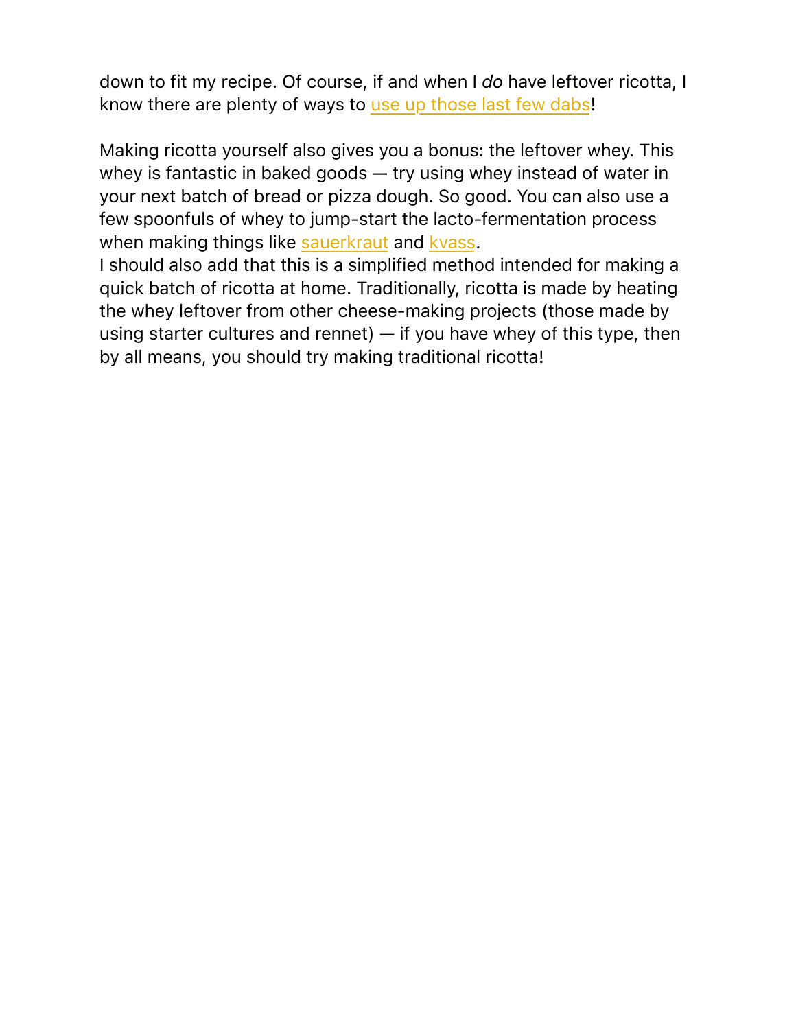down to fit my recipe. Of course, if and when I *do* have leftover ricotta, I know there are plenty of ways to use up those last few dabs!

Making ricotta yourself also gives you a bonus: the leftover whey. This whey is fantastic in baked goods — try using whey instead of water in your next batch of bread or pizza dough. So good. You can also use a few spoonfuls of whey to jump-start the lacto-fermentation process when making things like sauerkraut and kvass.

I should also add that this is a simplified method intended for making a quick batch of ricotta at home. Traditionally, ricotta is made by heating the whey leftover from other cheese-making projects (those made by using starter cultures and rennet) — if you have whey of this type, then by all means, you should try making traditional ricotta!